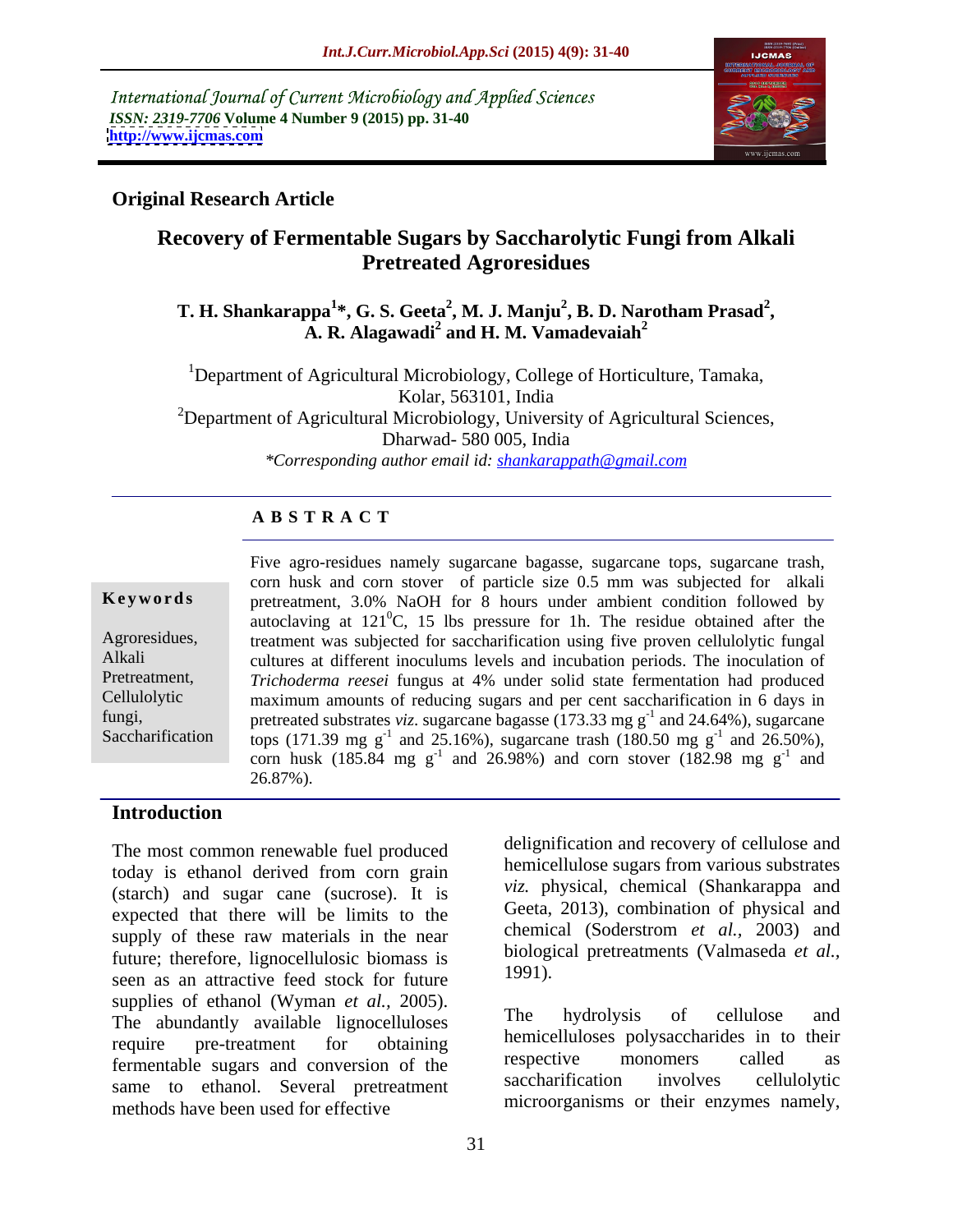International Journal of Current Microbiology and Applied Sciences
*ISSN: 2319-7706* **Volume 4 Number 9 (2015) pp. 31-40**
**http://www.ijcmas.com**

**Original Research Article**

# Recovery of Fermentable Sugars by Saccharolytic Fungi from Alkali Pretreated Agroresidues

**T. H. Shankarappa[1]\*, G. S. Geeta[2], M. J. Manju[2], B. D. Narotham Prasad[2], A. R. Alagawadi[2] and H. M. Vamadevaiah[2]**

[1]Department of Agricultural Microbiology, College of Horticulture, Tamaka, Kolar, 563101, India
[2]Department of Agricultural Microbiology, University of Agricultural Sciences, Dharwad- 580 005, India
*\*Corresponding author email id: shankarappath@gmail.com*

## A B S T R A C T

**Keywords**

Agroresidues, Alkali Pretreatment, Cellulolytic fungi, Saccharification

Five agro-residues namely sugarcane bagasse, sugarcane tops, sugarcane trash, corn husk and corn stover of particle size 0.5 mm was subjected for alkali pretreatment, 3.0% NaOH for 8 hours under ambient condition followed by autoclaving at $121^0$C, 15 lbs pressure for 1h. The residue obtained after the treatment was subjected for saccharification using five proven cellulolytic fungal cultures at different inoculums levels and incubation periods. The inoculation of *Trichoderma reesei* fungus at 4% under solid state fermentation had produced maximum amounts of reducing sugars and per cent saccharification in 6 days in pretreated substrates *viz.* sugarcane bagasse (173.33 mg $g^{-1}$ and 24.64%), sugarcane tops (171.39 mg $g^{-1}$ and 25.16%), sugarcane trash (180.50 mg $g^{-1}$ and 26.50%), corn husk (185.84 mg $g^{-1}$ and 26.98%) and corn stover (182.98 mg $g^{-1}$ and 26.87%).

## Introduction

The most common renewable fuel produced today is ethanol derived from corn grain (starch) and sugar cane (sucrose). It is expected that there will be limits to the supply of these raw materials in the near future; therefore, lignocellulosic biomass is seen as an attractive feed stock for future supplies of ethanol (Wyman *et al.,* 2005). The abundantly available lignocelluloses require pre-treatment for obtaining fermentable sugars and conversion of the same to ethanol. Several pretreatment methods have been used for effective delignification and recovery of cellulose and hemicellulose sugars from various substrates *viz.* physical, chemical (Shankarappa and Geeta, 2013), combination of physical and chemical (Soderstrom *et al.,* 2003) and biological pretreatments (Valmaseda *et al.,* 1991).

The hydrolysis of cellulose and hemicelluloses polysaccharides in to their respective monomers called as saccharification involves cellulolytic microorganisms or their enzymes namely,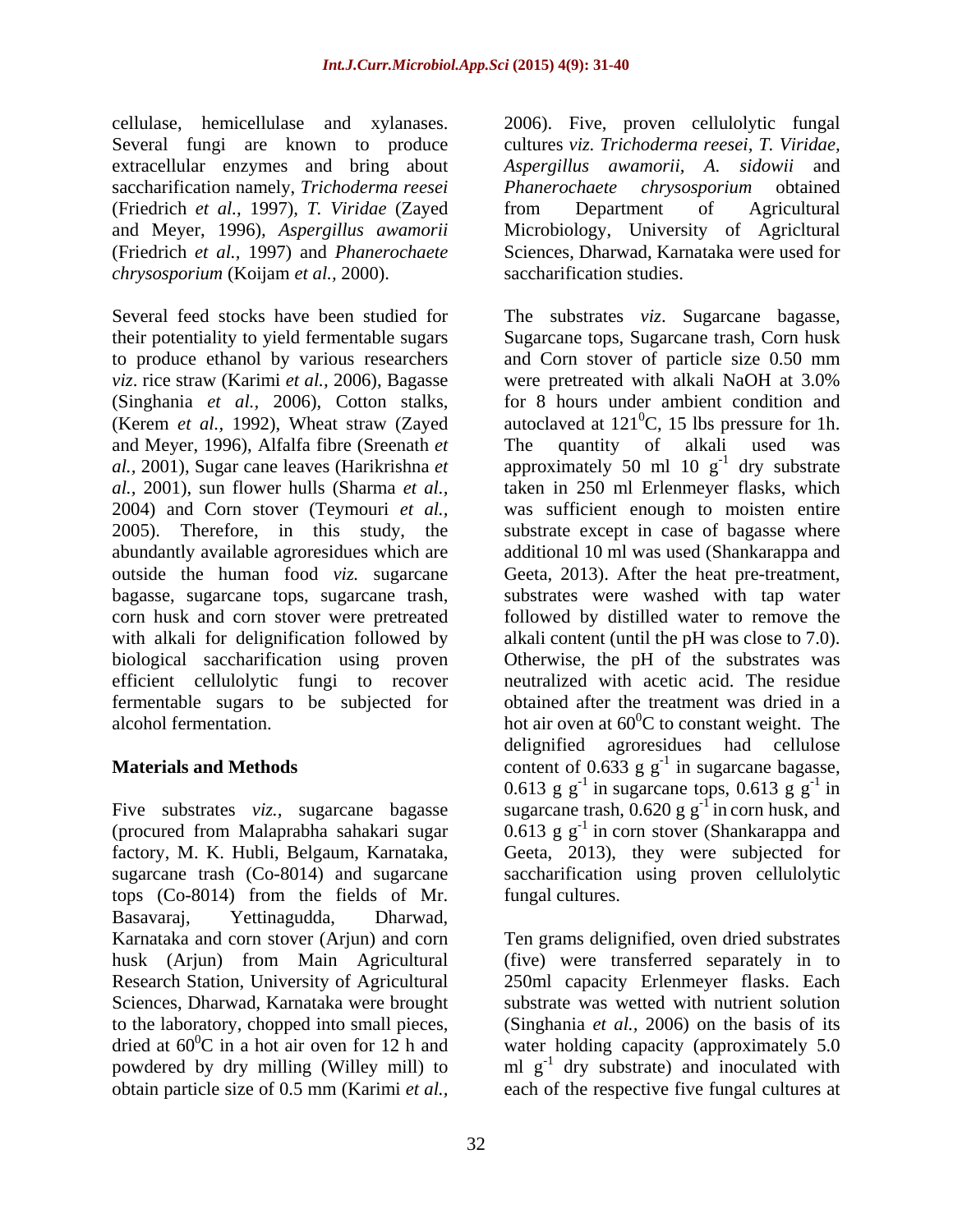cellulase, hemicellulase and xylanases. Several fungi are known to produce extracellular enzymes and bring about saccharification namely, *Trichoderma reesei* (Friedrich *et al.,* 1997), *T. Viridae* (Zayed and Meyer, 1996), *Aspergillus awamorii* (Friedrich *et al.,* 1997) and *Phanerochaete chrysosporium* (Koijam *et al.,* 2000).

Several feed stocks have been studied for their potentiality to yield fermentable sugars to produce ethanol by various researchers *viz*. rice straw (Karimi *et al.,* 2006), Bagasse (Singhania *et al.,* 2006), Cotton stalks, (Kerem *et al.,* 1992), Wheat straw (Zayed and Meyer, 1996), Alfalfa fibre (Sreenath *et al.,* 2001), Sugar cane leaves (Harikrishna *et al.,* 2001), sun flower hulls (Sharma *et al.,* 2004) and Corn stover (Teymouri *et al.,* 2005). Therefore, in this study, the abundantly available agroresidues which are outside the human food *viz.* sugarcane bagasse, sugarcane tops, sugarcane trash, corn husk and corn stover were pretreated with alkali for delignification followed by biological saccharification using proven efficient cellulolytic fungi to recover fermentable sugars to be subjected for alcohol fermentation.

## Materials and Methods

Five substrates *viz.,* sugarcane bagasse (procured from Malaprabha sahakari sugar factory, M. K. Hubli, Belgaum, Karnataka, sugarcane trash (Co-8014) and sugarcane tops (Co-8014) from the fields of Mr. Basavaraj, Yettinagudda, Dharwad, Karnataka and corn stover (Arjun) and corn husk (Arjun) from Main Agricultural Research Station, University of Agricultural Sciences, Dharwad, Karnataka were brought to the laboratory, chopped into small pieces, dried at $60^0$C in a hot air oven for 12 h and powdered by dry milling (Willey mill) to obtain particle size of 0.5 mm (Karimi *et al.,* 2006). Five, proven cellulolytic fungal cultures *viz. Trichoderma reesei, T. Viridae, Aspergillus awamorii, A. sidowii* and *Phanerochaete chrysosporium* obtained from Department of Agricultural Microbiology, University of Agricltural Sciences, Dharwad, Karnataka were used for saccharification studies.

The substrates *viz*. Sugarcane bagasse, Sugarcane tops, Sugarcane trash, Corn husk and Corn stover of particle size 0.50 mm were pretreated with alkali NaOH at 3.0% for 8 hours under ambient condition and autoclaved at $121^0$C, 15 lbs pressure for 1h. The quantity of alkali used was approximately 50 ml 10 $g^{-1}$ dry substrate taken in 250 ml Erlenmeyer flasks, which was sufficient enough to moisten entire substrate except in case of bagasse where additional 10 ml was used (Shankarappa and Geeta, 2013). After the heat pre-treatment, substrates were washed with tap water followed by distilled water to remove the alkali content (until the pH was close to 7.0). Otherwise, the pH of the substrates was neutralized with acetic acid. The residue obtained after the treatment was dried in a hot air oven at $60^0$C to constant weight. The delignified agroresidues had cellulose content of 0.633 g $g^{-1}$ in sugarcane bagasse, 0.613 g $g^{-1}$ in sugarcane tops, 0.613 g $g^{-1}$ in sugarcane trash, 0.620 g $g^{-1}$ in corn husk, and 0.613 g $g^{-1}$ in corn stover (Shankarappa and Geeta, 2013), they were subjected for saccharification using proven cellulolytic fungal cultures.

Ten grams delignified, oven dried substrates (five) were transferred separately in to 250ml capacity Erlenmeyer flasks. Each substrate was wetted with nutrient solution (Singhania *et al.,* 2006) on the basis of its water holding capacity (approximately 5.0 ml $g^{-1}$ dry substrate) and inoculated with each of the respective five fungal cultures at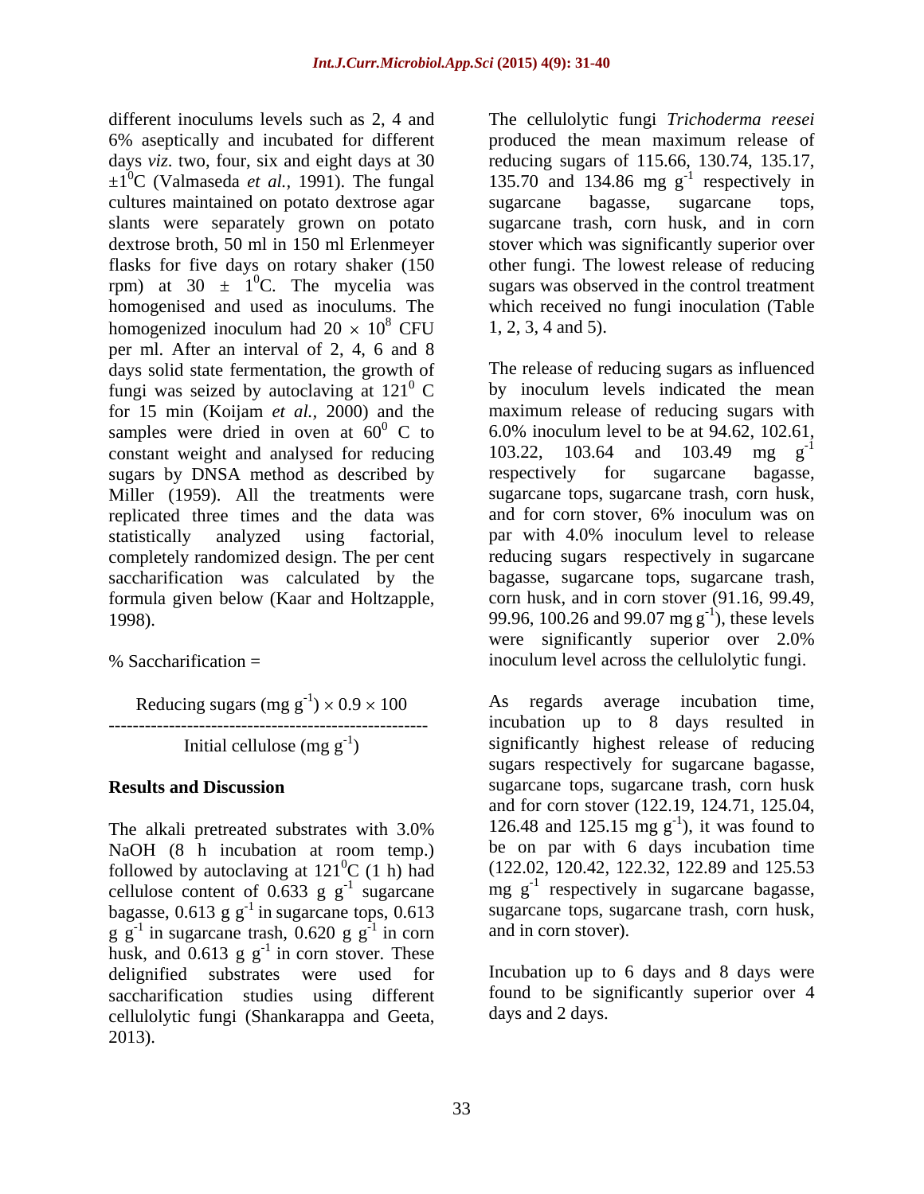different inoculums levels such as 2, 4 and 6% aseptically and incubated for different days *viz.* two, four, six and eight days at 30 $\pm 1^0$C (Valmaseda *et al.,* 1991). The fungal cultures maintained on potato dextrose agar slants were separately grown on potato dextrose broth, 50 ml in 150 ml Erlenmeyer flasks for five days on rotary shaker (150 rpm) at 30 $\pm$ $1^0$C. The mycelia was homogenised and used as inoculums. The homogenized inoculum had $20 \times 10^8$ CFU per ml. After an interval of 2, 4, 6 and 8 days solid state fermentation, the growth of fungi was seized by autoclaving at $121^0$ C for 15 min (Koijam *et al.,* 2000) and the samples were dried in oven at $60^0$ C to constant weight and analysed for reducing sugars by DNSA method as described by Miller (1959). All the treatments were replicated three times and the data was statistically analyzed using factorial, completely randomized design. The per cent saccharification was calculated by the formula given below (Kaar and Holtzapple, 1998).

$$\% \text{ Saccharification} = \frac{\text{Reducing sugars (mg g}^{-1}) \times 0.9 \times 100}{\text{Initial cellulose (mg g}^{-1})}$$

## Results and Discussion

The alkali pretreated substrates with 3.0% NaOH (8 h incubation at room temp.) followed by autoclaving at $121^0$C (1 h) had cellulose content of 0.633 g $g^{-1}$ sugarcane bagasse, 0.613 g $g^{-1}$ in sugarcane tops, 0.613 g $g^{-1}$ in sugarcane trash, 0.620 g $g^{-1}$ in corn husk, and 0.613 g $g^{-1}$ in corn stover. These delignified substrates were used for saccharification studies using different cellulolytic fungi (Shankarappa and Geeta, 2013).

The cellulolytic fungi *Trichoderma reesei* produced the mean maximum release of reducing sugars of 115.66, 130.74, 135.17, 135.70 and 134.86 mg $g^{-1}$ respectively in sugarcane bagasse, sugarcane tops, sugarcane trash, corn husk, and in corn stover which was significantly superior over other fungi. The lowest release of reducing sugars was observed in the control treatment which received no fungi inoculation (Table 1, 2, 3, 4 and 5).

The release of reducing sugars as influenced by inoculum levels indicated the mean maximum release of reducing sugars with 6.0% inoculum level to be at 94.62, 102.61, 103.22, 103.64 and 103.49 mg $g^{-1}$ respectively for sugarcane bagasse, sugarcane tops, sugarcane trash, corn husk, and for corn stover, 6% inoculum was on par with 4.0% inoculum level to release reducing sugars respectively in sugarcane bagasse, sugarcane tops, sugarcane trash, corn husk, and in corn stover (91.16, 99.49, 99.96, 100.26 and 99.07 mg $g^{-1}$), these levels were significantly superior over 2.0% inoculum level across the cellulolytic fungi.

As regards average incubation time, incubation up to 8 days resulted in significantly highest release of reducing sugars respectively for sugarcane bagasse, sugarcane tops, sugarcane trash, corn husk and for corn stover (122.19, 124.71, 125.04, 126.48 and 125.15 mg $g^{-1}$), it was found to be on par with 6 days incubation time (122.02, 120.42, 122.32, 122.89 and 125.53 mg $g^{-1}$ respectively in sugarcane bagasse, sugarcane tops, sugarcane trash, corn husk, and in corn stover).

Incubation up to 6 days and 8 days were found to be significantly superior over 4 days and 2 days.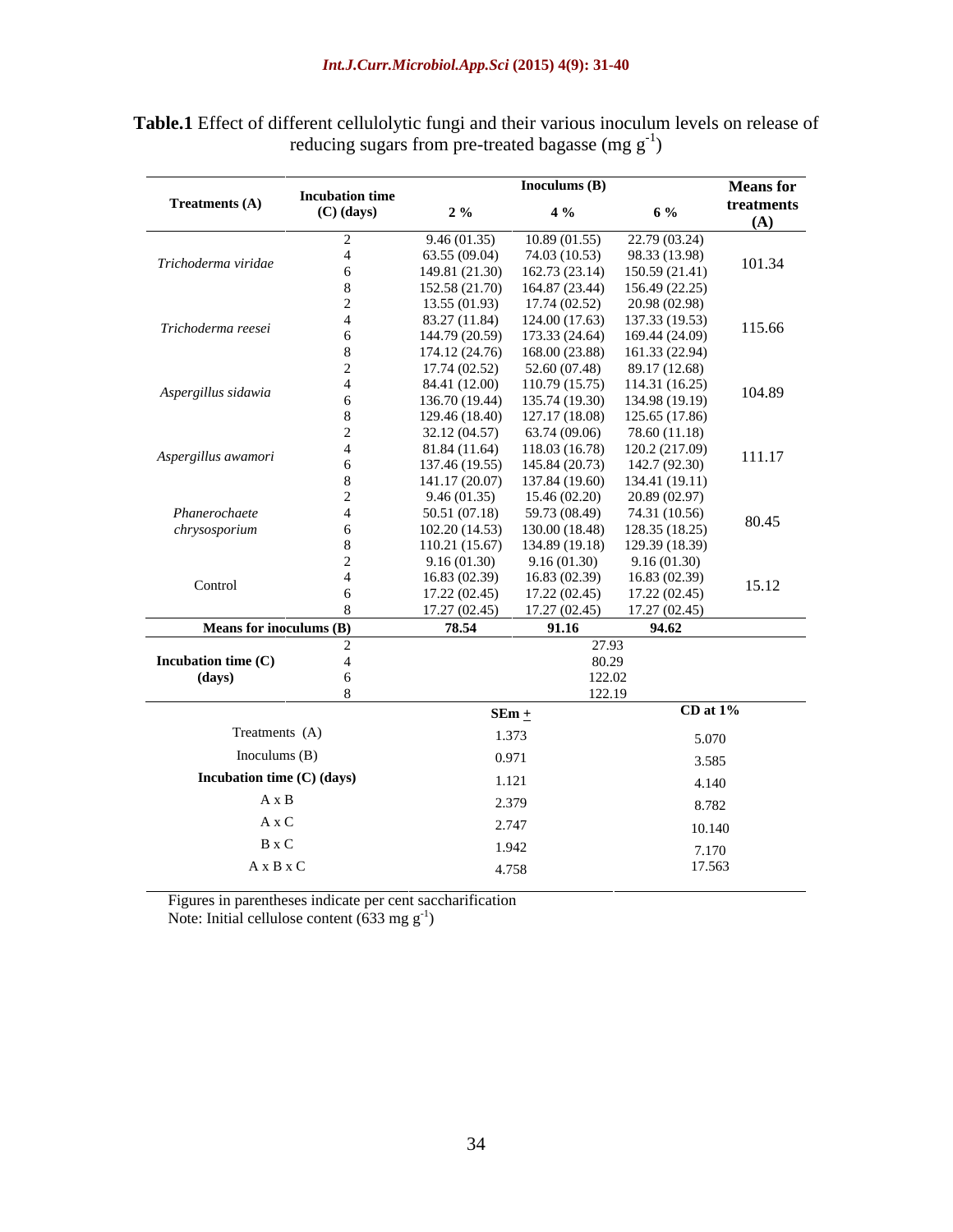**Table.1** Effect of different cellulolytic fungi and their various inoculum levels on release of reducing sugars from pre-treated bagasse (mg $g^{-1}$)

| Treatments (A) | Incubation time (C) (days) | Inoculums (B) 2 % | 4 % | 6 % | Means for treatments (A) |
|---|---|---|---|---|---|
| *Trichoderma viridae* | 2 | 9.46 (01.35) | 10.89 (01.55) | 22.79 (03.24) | 101.34 |
| | 4 | 63.55 (09.04) | 74.03 (10.53) | 98.33 (13.98) | |
| | 6 | 149.81 (21.30) | 162.73 (23.14) | 150.59 (21.41) | |
| | 8 | 152.58 (21.70) | 164.87 (23.44) | 156.49 (22.25) | |
| *Trichoderma reesei* | 2 | 13.55 (01.93) | 17.74 (02.52) | 20.98 (02.98) | 115.66 |
| | 4 | 83.27 (11.84) | 124.00 (17.63) | 137.33 (19.53) | |
| | 6 | 144.79 (20.59) | 173.33 (24.64) | 169.44 (24.09) | |
| | 8 | 174.12 (24.76) | 168.00 (23.88) | 161.33 (22.94) | |
| *Aspergillus sidawia* | 2 | 17.74 (02.52) | 52.60 (07.48) | 89.17 (12.68) | 104.89 |
| | 4 | 84.41 (12.00) | 110.79 (15.75) | 114.31 (16.25) | |
| | 6 | 136.70 (19.44) | 135.74 (19.30) | 134.98 (19.19) | |
| | 8 | 129.46 (18.40) | 127.17 (18.08) | 125.65 (17.86) | |
| *Aspergillus awamori* | 2 | 32.12 (04.57) | 63.74 (09.06) | 78.60 (11.18) | 111.17 |
| | 4 | 81.84 (11.64) | 118.03 (16.78) | 120.2 (217.09) | |
| | 6 | 137.46 (19.55) | 145.84 (20.73) | 142.7 (92.30) | |
| | 8 | 141.17 (20.07) | 137.84 (19.60) | 134.41 (19.11) | |
| *Phanerochaete chrysosporium* | 2 | 9.46 (01.35) | 15.46 (02.20) | 20.89 (02.97) | 80.45 |
| | 4 | 50.51 (07.18) | 59.73 (08.49) | 74.31 (10.56) | |
| | 6 | 102.20 (14.53) | 130.00 (18.48) | 128.35 (18.25) | |
| | 8 | 110.21 (15.67) | 134.89 (19.18) | 129.39 (18.39) | |
| Control | 2 | 9.16 (01.30) | 9.16 (01.30) | 9.16 (01.30) | 15.12 |
| | 4 | 16.83 (02.39) | 16.83 (02.39) | 16.83 (02.39) | |
| | 6 | 17.22 (02.45) | 17.22 (02.45) | 17.22 (02.45) | |
| | 8 | 17.27 (02.45) | 17.27 (02.45) | 17.27 (02.45) | |
| **Means for inoculums (B)** | | **78.54** | **91.16** | **94.62** | |
| **Incubation time (C) (days)** | 2 | | 27.93 | | |
| | 4 | | 80.29 | | |
| | 6 | | 122.02 | | |
| | 8 | | 122.19 | | |

| | SEm ± | CD at 1% |
|---|---|---|
| Treatments (A) | 1.373 | 5.070 |
| Inoculums (B) | 0.971 | 3.585 |
| **Incubation time (C) (days)** | 1.121 | 4.140 |
| A x B | 2.379 | 8.782 |
| A x C | 2.747 | 10.140 |
| B x C | 1.942 | 7.170 |
| A x B x C | 4.758 | 17.563 |

Figures in parentheses indicate per cent saccharification

Note: Initial cellulose content (633 mg $g^{-1}$)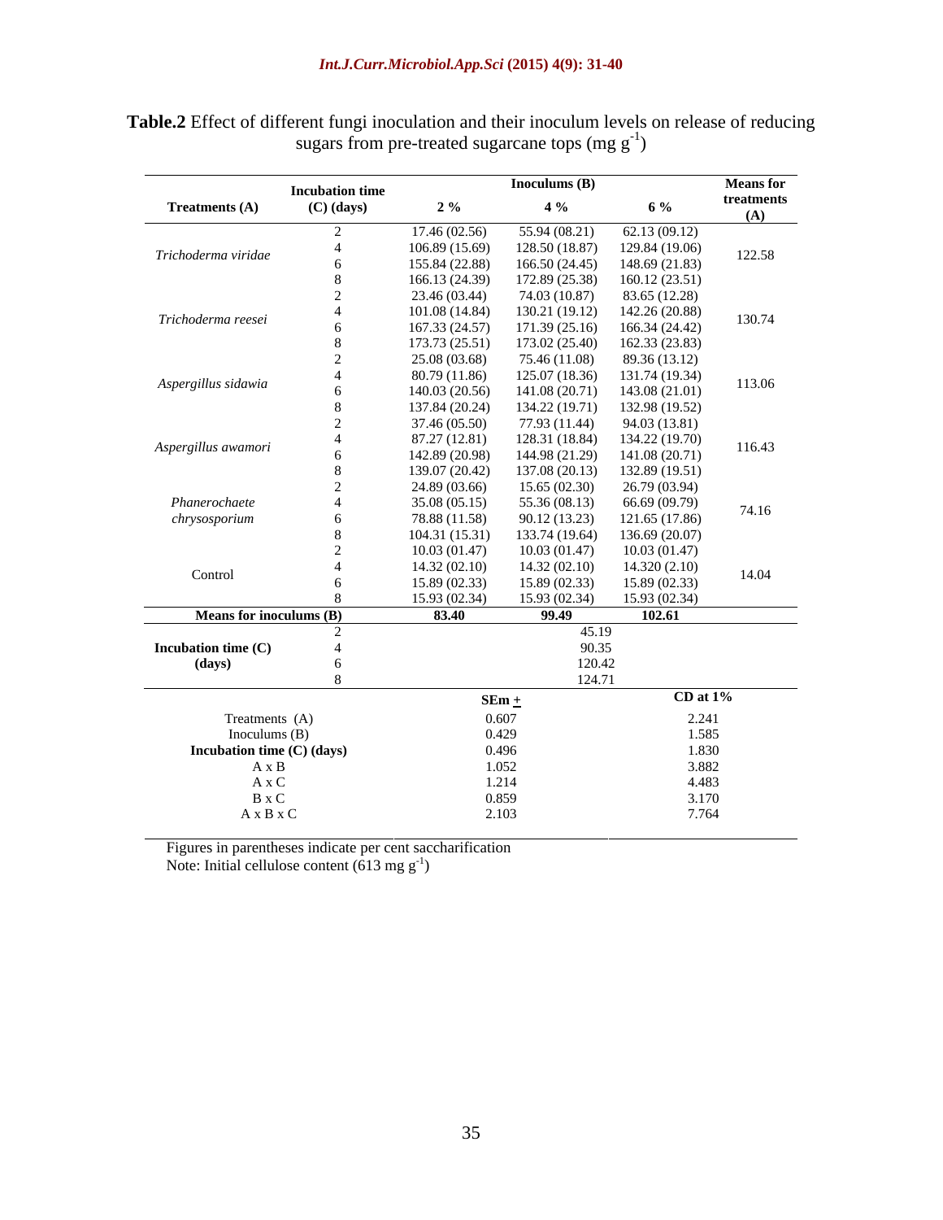**Table.2** Effect of different fungi inoculation and their inoculum levels on release of reducing sugars from pre-treated sugarcane tops (mg $g^{-1}$)

| Treatments (A) | Incubation time (C) (days) | Inoculums (B) 2 % | 4 % | 6 % | Means for treatments (A) |
|---|---|---|---|---|---|
| *Trichoderma viridae* | 2 | 17.46 (02.56) | 55.94 (08.21) | 62.13 (09.12) | 122.58 |
| | 4 | 106.89 (15.69) | 128.50 (18.87) | 129.84 (19.06) | |
| | 6 | 155.84 (22.88) | 166.50 (24.45) | 148.69 (21.83) | |
| | 8 | 166.13 (24.39) | 172.89 (25.38) | 160.12 (23.51) | |
| *Trichoderma reesei* | 2 | 23.46 (03.44) | 74.03 (10.87) | 83.65 (12.28) | 130.74 |
| | 4 | 101.08 (14.84) | 130.21 (19.12) | 142.26 (20.88) | |
| | 6 | 167.33 (24.57) | 171.39 (25.16) | 166.34 (24.42) | |
| | 8 | 173.73 (25.51) | 173.02 (25.40) | 162.33 (23.83) | |
| *Aspergillus sidawia* | 2 | 25.08 (03.68) | 75.46 (11.08) | 89.36 (13.12) | 113.06 |
| | 4 | 80.79 (11.86) | 125.07 (18.36) | 131.74 (19.34) | |
| | 6 | 140.03 (20.56) | 141.08 (20.71) | 143.08 (21.01) | |
| | 8 | 137.84 (20.24) | 134.22 (19.71) | 132.98 (19.52) | |
| *Aspergillus awamori* | 2 | 37.46 (05.50) | 77.93 (11.44) | 94.03 (13.81) | 116.43 |
| | 4 | 87.27 (12.81) | 128.31 (18.84) | 134.22 (19.70) | |
| | 6 | 142.89 (20.98) | 144.98 (21.29) | 141.08 (20.71) | |
| | 8 | 139.07 (20.42) | 137.08 (20.13) | 132.89 (19.51) | |
| *Phanerochaete chrysosporium* | 2 | 24.89 (03.66) | 15.65 (02.30) | 26.79 (03.94) | 74.16 |
| | 4 | 35.08 (05.15) | 55.36 (08.13) | 66.69 (09.79) | |
| | 6 | 78.88 (11.58) | 90.12 (13.23) | 121.65 (17.86) | |
| | 8 | 104.31 (15.31) | 133.74 (19.64) | 136.69 (20.07) | |
| Control | 2 | 10.03 (01.47) | 10.03 (01.47) | 10.03 (01.47) | 14.04 |
| | 4 | 14.32 (02.10) | 14.32 (02.10) | 14.320 (2.10) | |
| | 6 | 15.89 (02.33) | 15.89 (02.33) | 15.89 (02.33) | |
| | 8 | 15.93 (02.34) | 15.93 (02.34) | 15.93 (02.34) | |
| **Means for inoculums (B)** | | **83.40** | **99.49** | **102.61** | |
| **Incubation time (C) (days)** | 2 | | 45.19 | | |
| | 4 | | 90.35 | | |
| | 6 | | 120.42 | | |
| | 8 | | 124.71 | | |

| | SEm ± | CD at 1% |
|---|---|---|
| Treatments (A) | 0.607 | 2.241 |
| Inoculums (B) | 0.429 | 1.585 |
| **Incubation time (C) (days)** | 0.496 | 1.830 |
| A x B | 1.052 | 3.882 |
| A x C | 1.214 | 4.483 |
| B x C | 0.859 | 3.170 |
| A x B x C | 2.103 | 7.764 |

Figures in parentheses indicate per cent saccharification

Note: Initial cellulose content (613 mg $g^{-1}$)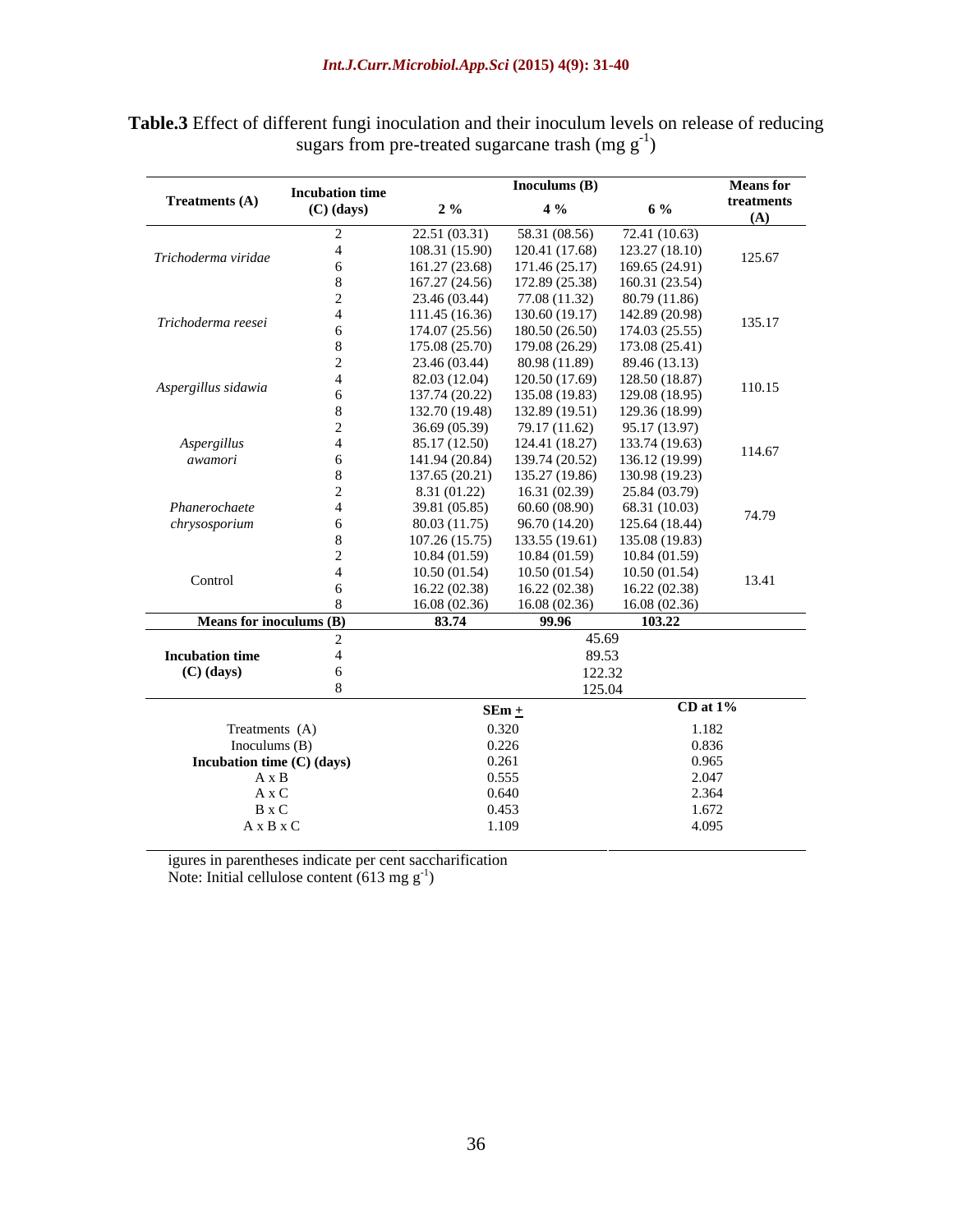**Table.3** Effect of different fungi inoculation and their inoculum levels on release of reducing sugars from pre-treated sugarcane trash (mg $g^{-1}$)

| Treatments (A) | Incubation time (C) (days) | Inoculums (B) 2 % | 4 % | 6 % | Means for treatments (A) |
|---|---|---|---|---|---|
| *Trichoderma viridae* | 2 | 22.51 (03.31) | 58.31 (08.56) | 72.41 (10.63) | 125.67 |
| | 4 | 108.31 (15.90) | 120.41 (17.68) | 123.27 (18.10) | |
| | 6 | 161.27 (23.68) | 171.46 (25.17) | 169.65 (24.91) | |
| | 8 | 167.27 (24.56) | 172.89 (25.38) | 160.31 (23.54) | |
| *Trichoderma reesei* | 2 | 23.46 (03.44) | 77.08 (11.32) | 80.79 (11.86) | 135.17 |
| | 4 | 111.45 (16.36) | 130.60 (19.17) | 142.89 (20.98) | |
| | 6 | 174.07 (25.56) | 180.50 (26.50) | 174.03 (25.55) | |
| | 8 | 175.08 (25.70) | 179.08 (26.29) | 173.08 (25.41) | |
| *Aspergillus sidawia* | 2 | 23.46 (03.44) | 80.98 (11.89) | 89.46 (13.13) | 110.15 |
| | 4 | 82.03 (12.04) | 120.50 (17.69) | 128.50 (18.87) | |
| | 6 | 137.74 (20.22) | 135.08 (19.83) | 129.08 (18.95) | |
| | 8 | 132.70 (19.48) | 132.89 (19.51) | 129.36 (18.99) | |
| *Aspergillus awamori* | 2 | 36.69 (05.39) | 79.17 (11.62) | 95.17 (13.97) | 114.67 |
| | 4 | 85.17 (12.50) | 124.41 (18.27) | 133.74 (19.63) | |
| | 6 | 141.94 (20.84) | 139.74 (20.52) | 136.12 (19.99) | |
| | 8 | 137.65 (20.21) | 135.27 (19.86) | 130.98 (19.23) | |
| *Phanerochaete chrysosporium* | 2 | 8.31 (01.22) | 16.31 (02.39) | 25.84 (03.79) | 74.79 |
| | 4 | 39.81 (05.85) | 60.60 (08.90) | 68.31 (10.03) | |
| | 6 | 80.03 (11.75) | 96.70 (14.20) | 125.64 (18.44) | |
| | 8 | 107.26 (15.75) | 133.55 (19.61) | 135.08 (19.83) | |
| Control | 2 | 10.84 (01.59) | 10.84 (01.59) | 10.84 (01.59) | 13.41 |
| | 4 | 10.50 (01.54) | 10.50 (01.54) | 10.50 (01.54) | |
| | 6 | 16.22 (02.38) | 16.22 (02.38) | 16.22 (02.38) | |
| | 8 | 16.08 (02.36) | 16.08 (02.36) | 16.08 (02.36) | |
| **Means for inoculums (B)** | | **83.74** | **99.96** | **103.22** | |
| **Incubation time (C) (days)** | 2 | | 45.69 | | |
| | 4 | | 89.53 | | |
| | 6 | | 122.32 | | |
| | 8 | | 125.04 | | |

| | SEm ± | CD at 1% |
|---|---|---|
| Treatments (A) | 0.320 | 1.182 |
| Inoculums (B) | 0.226 | 0.836 |
| **Incubation time (C) (days)** | 0.261 | 0.965 |
| A x B | 0.555 | 2.047 |
| A x C | 0.640 | 2.364 |
| B x C | 0.453 | 1.672 |
| A x B x C | 1.109 | 4.095 |

igures in parentheses indicate per cent saccharification
Note: Initial cellulose content (613 mg $g^{-1}$)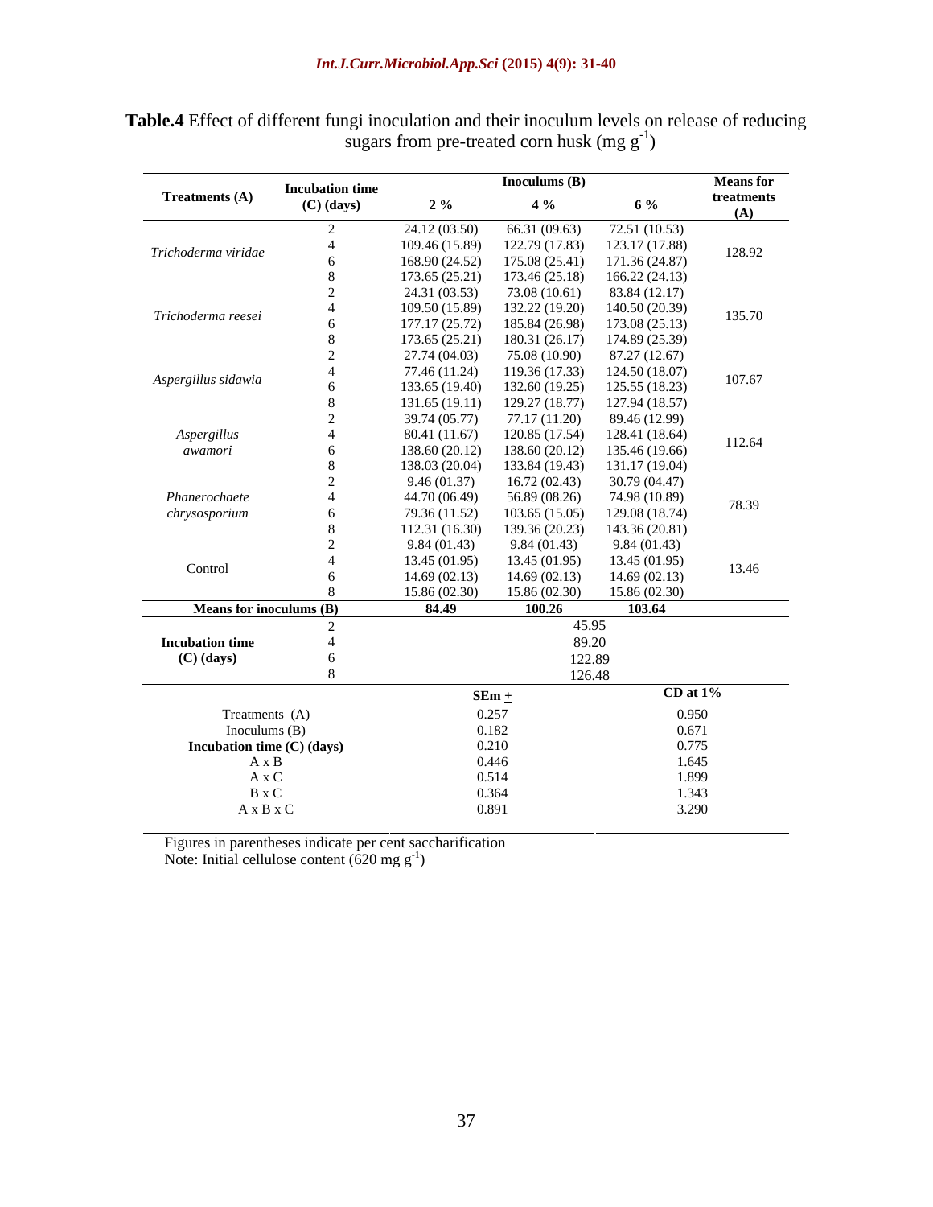**Table.4** Effect of different fungi inoculation and their inoculum levels on release of reducing sugars from pre-treated corn husk (mg $g^{-1}$)

| Treatments (A) | Incubation time (C) (days) | Inoculums (B) 2 % | 4 % | 6 % | Means for treatments (A) |
|---|---|---|---|---|---|
| *Trichoderma viridae* | 2 | 24.12 (03.50) | 66.31 (09.63) | 72.51 (10.53) | 128.92 |
| | 4 | 109.46 (15.89) | 122.79 (17.83) | 123.17 (17.88) | |
| | 6 | 168.90 (24.52) | 175.08 (25.41) | 171.36 (24.87) | |
| | 8 | 173.65 (25.21) | 173.46 (25.18) | 166.22 (24.13) | |
| *Trichoderma reesei* | 2 | 24.31 (03.53) | 73.08 (10.61) | 83.84 (12.17) | 135.70 |
| | 4 | 109.50 (15.89) | 132.22 (19.20) | 140.50 (20.39) | |
| | 6 | 177.17 (25.72) | 185.84 (26.98) | 173.08 (25.13) | |
| | 8 | 173.65 (25.21) | 180.31 (26.17) | 174.89 (25.39) | |
| *Aspergillus sidawia* | 2 | 27.74 (04.03) | 75.08 (10.90) | 87.27 (12.67) | 107.67 |
| | 4 | 77.46 (11.24) | 119.36 (17.33) | 124.50 (18.07) | |
| | 6 | 133.65 (19.40) | 132.60 (19.25) | 125.55 (18.23) | |
| | 8 | 131.65 (19.11) | 129.27 (18.77) | 127.94 (18.57) | |
| *Aspergillus awamori* | 2 | 39.74 (05.77) | 77.17 (11.20) | 89.46 (12.99) | 112.64 |
| | 4 | 80.41 (11.67) | 120.85 (17.54) | 128.41 (18.64) | |
| | 6 | 138.60 (20.12) | 138.60 (20.12) | 135.46 (19.66) | |
| | 8 | 138.03 (20.04) | 133.84 (19.43) | 131.17 (19.04) | |
| *Phanerochaete chrysosporium* | 2 | 9.46 (01.37) | 16.72 (02.43) | 30.79 (04.47) | 78.39 |
| | 4 | 44.70 (06.49) | 56.89 (08.26) | 74.98 (10.89) | |
| | 6 | 79.36 (11.52) | 103.65 (15.05) | 129.08 (18.74) | |
| | 8 | 112.31 (16.30) | 139.36 (20.23) | 143.36 (20.81) | |
| Control | 2 | 9.84 (01.43) | 9.84 (01.43) | 9.84 (01.43) | 13.46 |
| | 4 | 13.45 (01.95) | 13.45 (01.95) | 13.45 (01.95) | |
| | 6 | 14.69 (02.13) | 14.69 (02.13) | 14.69 (02.13) | |
| | 8 | 15.86 (02.30) | 15.86 (02.30) | 15.86 (02.30) | |
| **Means for inoculums (B)** | | **84.49** | **100.26** | **103.64** | |
| **Incubation time (C) (days)** | 2 | | 45.95 | | |
| | 4 | | 89.20 | | |
| | 6 | | 122.89 | | |
| | 8 | | 126.48 | | |

| | SEm ± | CD at 1% |
|---|---|---|
| Treatments (A) | 0.257 | 0.950 |
| Inoculums (B) | 0.182 | 0.671 |
| **Incubation time (C) (days)** | 0.210 | 0.775 |
| A x B | 0.446 | 1.645 |
| A x C | 0.514 | 1.899 |
| B x C | 0.364 | 1.343 |
| A x B x C | 0.891 | 3.290 |

Figures in parentheses indicate per cent saccharification

Note: Initial cellulose content (620 mg $g^{-1}$)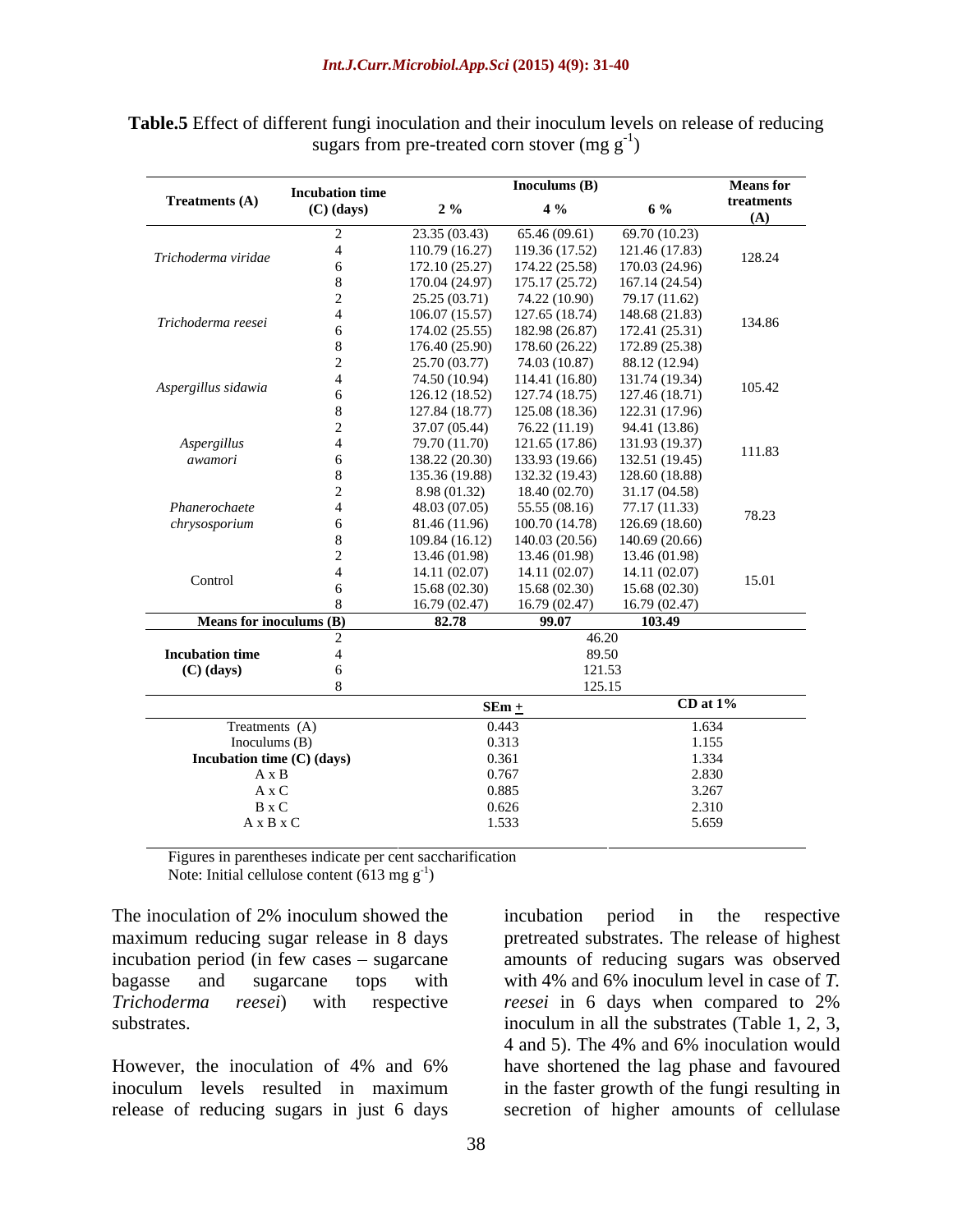**Table.5** Effect of different fungi inoculation and their inoculum levels on release of reducing sugars from pre-treated corn stover (mg $g^{-1}$)

| Treatments (A) | Incubation time (C) (days) | Inoculums (B) 2 % | 4 % | 6 % | Means for treatments (A) |
|---|---|---|---|---|---|
| *Trichoderma viridae* | 2 | 23.35 (03.43) | 65.46 (09.61) | 69.70 (10.23) | 128.24 |
| | 4 | 110.79 (16.27) | 119.36 (17.52) | 121.46 (17.83) | |
| | 6 | 172.10 (25.27) | 174.22 (25.58) | 170.03 (24.96) | |
| | 8 | 170.04 (24.97) | 175.17 (25.72) | 167.14 (24.54) | |
| *Trichoderma reesei* | 2 | 25.25 (03.71) | 74.22 (10.90) | 79.17 (11.62) | 134.86 |
| | 4 | 106.07 (15.57) | 127.65 (18.74) | 148.68 (21.83) | |
| | 6 | 174.02 (25.55) | 182.98 (26.87) | 172.41 (25.31) | |
| | 8 | 176.40 (25.90) | 178.60 (26.22) | 172.89 (25.38) | |
| *Aspergillus sidawia* | 2 | 25.70 (03.77) | 74.03 (10.87) | 88.12 (12.94) | 105.42 |
| | 4 | 74.50 (10.94) | 114.41 (16.80) | 131.74 (19.34) | |
| | 6 | 126.12 (18.52) | 127.74 (18.75) | 127.46 (18.71) | |
| | 8 | 127.84 (18.77) | 125.08 (18.36) | 122.31 (17.96) | |
| *Aspergillus awamori* | 2 | 37.07 (05.44) | 76.22 (11.19) | 94.41 (13.86) | 111.83 |
| | 4 | 79.70 (11.70) | 121.65 (17.86) | 131.93 (19.37) | |
| | 6 | 138.22 (20.30) | 133.93 (19.66) | 132.51 (19.45) | |
| | 8 | 135.36 (19.88) | 132.32 (19.43) | 128.60 (18.88) | |
| *Phanerochaete chrysosporium* | 2 | 8.98 (01.32) | 18.40 (02.70) | 31.17 (04.58) | 78.23 |
| | 4 | 48.03 (07.05) | 55.55 (08.16) | 77.17 (11.33) | |
| | 6 | 81.46 (11.96) | 100.70 (14.78) | 126.69 (18.60) | |
| | 8 | 109.84 (16.12) | 140.03 (20.56) | 140.69 (20.66) | |
| Control | 2 | 13.46 (01.98) | 13.46 (01.98) | 13.46 (01.98) | 15.01 |
| | 4 | 14.11 (02.07) | 14.11 (02.07) | 14.11 (02.07) | |
| | 6 | 15.68 (02.30) | 15.68 (02.30) | 15.68 (02.30) | |
| | 8 | 16.79 (02.47) | 16.79 (02.47) | 16.79 (02.47) | |
| **Means for inoculums (B)** | | **82.78** | **99.07** | **103.49** | |
| **Incubation time (C) (days)** | 2 | | 46.20 | | |
| | 4 | | 89.50 | | |
| | 6 | | 121.53 | | |
| | 8 | | 125.15 | | |

| | SEm ± | CD at 1% |
|---|---|---|
| Treatments (A) | 0.443 | 1.634 |
| Inoculums (B) | 0.313 | 1.155 |
| **Incubation time (C) (days)** | 0.361 | 1.334 |
| A x B | 0.767 | 2.830 |
| A x C | 0.885 | 3.267 |
| B x C | 0.626 | 2.310 |
| A x B x C | 1.533 | 5.659 |

Figures in parentheses indicate per cent saccharification
Note: Initial cellulose content (613 mg $g^{-1}$)

The inoculation of 2% inoculum showed the maximum reducing sugar release in 8 days incubation period (in few cases – sugarcane bagasse and sugarcane tops with *Trichoderma reesei*) with respective substrates.

However, the inoculation of 4% and 6% inoculum levels resulted in maximum release of reducing sugars in just 6 days incubation period in the respective pretreated substrates. The release of highest amounts of reducing sugars was observed with 4% and 6% inoculum level in case of *T. reesei* in 6 days when compared to 2% inoculum in all the substrates (Table 1, 2, 3, 4 and 5). The 4% and 6% inoculation would have shortened the lag phase and favoured in the faster growth of the fungi resulting in secretion of higher amounts of cellulase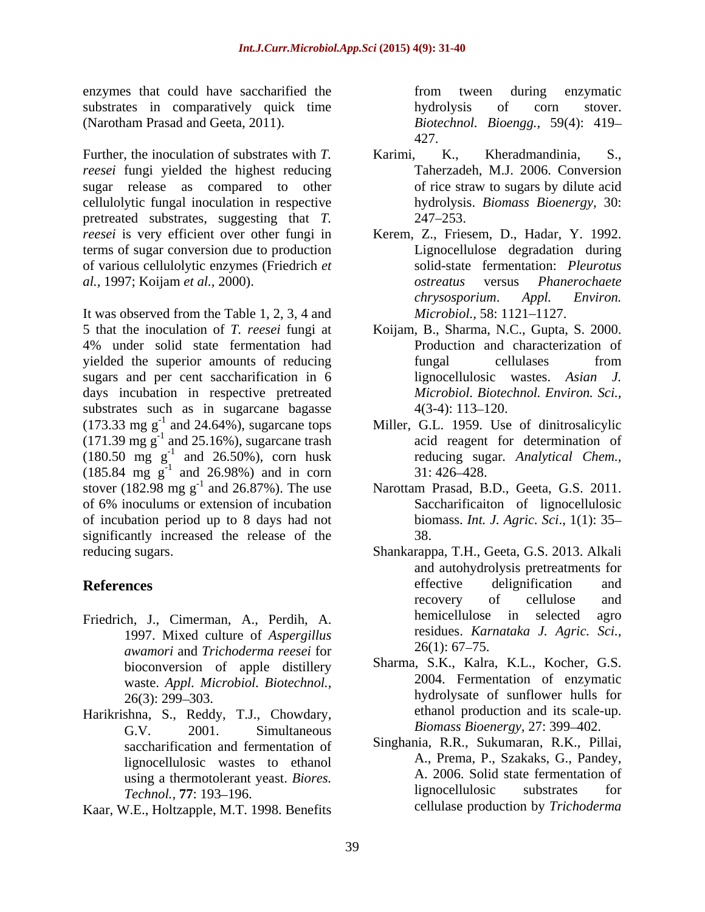enzymes that could have saccharified the substrates in comparatively quick time (Narotham Prasad and Geeta, 2011).

Further, the inoculation of substrates with *T. reesei* fungi yielded the highest reducing sugar release as compared to other cellulolytic fungal inoculation in respective pretreated substrates, suggesting that *T. reesei* is very efficient over other fungi in terms of sugar conversion due to production of various cellulolytic enzymes (Friedrich *et al.,* 1997; Koijam *et al.,* 2000).

It was observed from the Table 1, 2, 3, 4 and 5 that the inoculation of *T. reesei* fungi at 4% under solid state fermentation had yielded the superior amounts of reducing sugars and per cent saccharification in 6 days incubation in respective pretreated substrates such as in sugarcane bagasse (173.33 mg $g^{-1}$ and 24.64%), sugarcane tops (171.39 mg $g^{-1}$ and 25.16%), sugarcane trash (180.50 mg $g^{-1}$ and 26.50%), corn husk (185.84 mg $g^{-1}$ and 26.98%) and in corn stover (182.98 mg $g^{-1}$ and 26.87%). The use of 6% inoculums or extension of incubation of incubation period up to 8 days had not significantly increased the release of the reducing sugars.

## References

Friedrich, J., Cimerman, A., Perdih, A. 1997. Mixed culture of *Aspergillus awamori* and *Trichoderma reesei* for bioconversion of apple distillery waste. *Appl. Microbiol. Biotechnol.,* 26(3): 299–303.

Harikrishna, S., Reddy, T.J., Chowdary, G.V. 2001. Simultaneous saccharification and fermentation of lignocellulosic wastes to ethanol using a thermotolerant yeast. *Biores. Technol.,* **77**: 193–196.

Kaar, W.E., Holtzapple, M.T. 1998. Benefits from tween during enzymatic hydrolysis of corn stover. *Biotechnol. Bioengg.,* 59(4): 419–427.

Karimi, K., Kheradmandinia, S., Taherzadeh, M.J. 2006. Conversion of rice straw to sugars by dilute acid hydrolysis. *Biomass Bioenergy,* 30: 247–253.

Kerem, Z., Friesem, D., Hadar, Y. 1992. Lignocellulose degradation during solid-state fermentation: *Pleurotus ostreatus* versus *Phanerochaete chrysosporium*. *Appl. Environ. Microbiol.,* 58: 1121–1127.

Koijam, B., Sharma, N.C., Gupta, S. 2000. Production and characterization of fungal cellulases from lignocellulosic wastes. *Asian J. Microbiol. Biotechnol. Environ. Sci.,* 4(3-4): 113–120.

Miller, G.L. 1959. Use of dinitrosalicylic acid reagent for determination of reducing sugar. *Analytical Chem.,* 31: 426–428.

Narottam Prasad, B.D., Geeta, G.S. 2011. Saccharificaiton of lignocellulosic biomass. *Int. J. Agric. Sci*., 1(1): 35–38.

Shankarappa, T.H., Geeta, G.S. 2013. Alkali and autohydrolysis pretreatments for effective delignification and recovery of cellulose and hemicellulose in selected agro residues. *Karnataka J. Agric. Sci.,* 26(1): 67–75.

Sharma, S.K., Kalra, K.L., Kocher, G.S. 2004. Fermentation of enzymatic hydrolysate of sunflower hulls for ethanol production and its scale-up. *Biomass Bioenergy,* 27: 399–402.

Singhania, R.R., Sukumaran, R.K., Pillai, A., Prema, P., Szakaks, G., Pandey, A. 2006. Solid state fermentation of lignocellulosic substrates for cellulase production by *Trichoderma*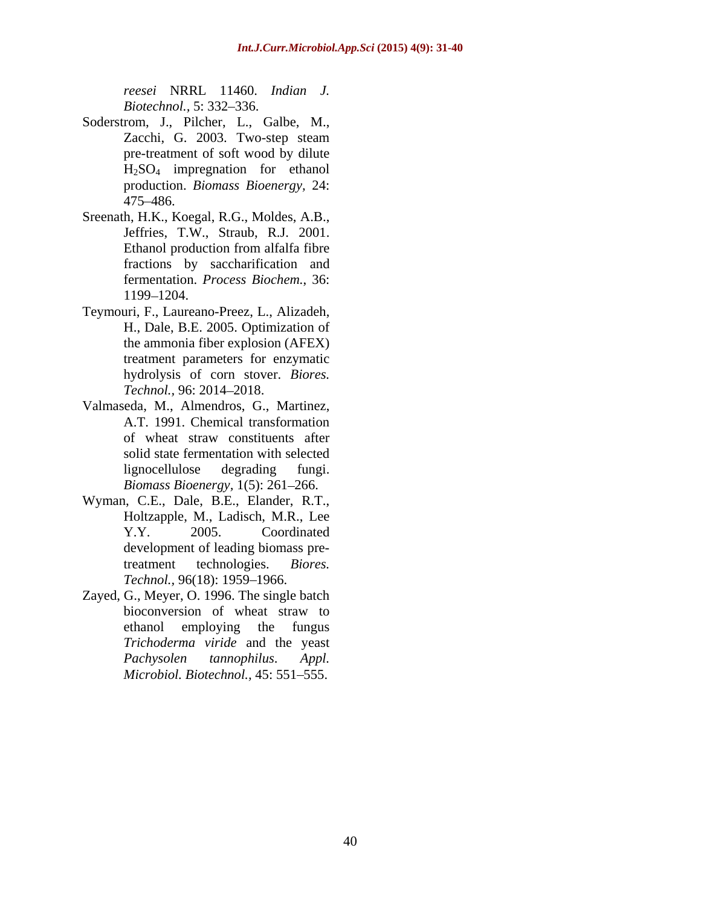*reesei* NRRL 11460. *Indian J. Biotechnol.,* 5: 332–336.

Soderstrom, J., Pilcher, L., Galbe, M., Zacchi, G. 2003. Two-step steam pre-treatment of soft wood by dilute $H_2SO_4$ impregnation for ethanol production. *Biomass Bioenergy,* 24: 475–486.

Sreenath, H.K., Koegal, R.G., Moldes, A.B., Jeffries, T.W., Straub, R.J. 2001. Ethanol production from alfalfa fibre fractions by saccharification and fermentation. *Process Biochem.,* 36: 1199–1204.

Teymouri, F., Laureano-Preez, L., Alizadeh, H., Dale, B.E. 2005. Optimization of the ammonia fiber explosion (AFEX) treatment parameters for enzymatic hydrolysis of corn stover. *Biores. Technol.,* 96: 2014–2018.

Valmaseda, M., Almendros, G., Martinez, A.T. 1991. Chemical transformation of wheat straw constituents after solid state fermentation with selected lignocellulose degrading fungi. *Biomass Bioenergy*, 1(5): 261–266.

Wyman, C.E., Dale, B.E., Elander, R.T., Holtzapple, M., Ladisch, M.R., Lee Y.Y. 2005. Coordinated development of leading biomass pre-treatment technologies. *Biores. Technol.,* 96(18): 1959–1966.

Zayed, G., Meyer, O. 1996. The single batch bioconversion of wheat straw to ethanol employing the fungus *Trichoderma viride* and the yeast *Pachysolen tannophilus*. *Appl. Microbiol. Biotechnol.,* 45: 551–555.